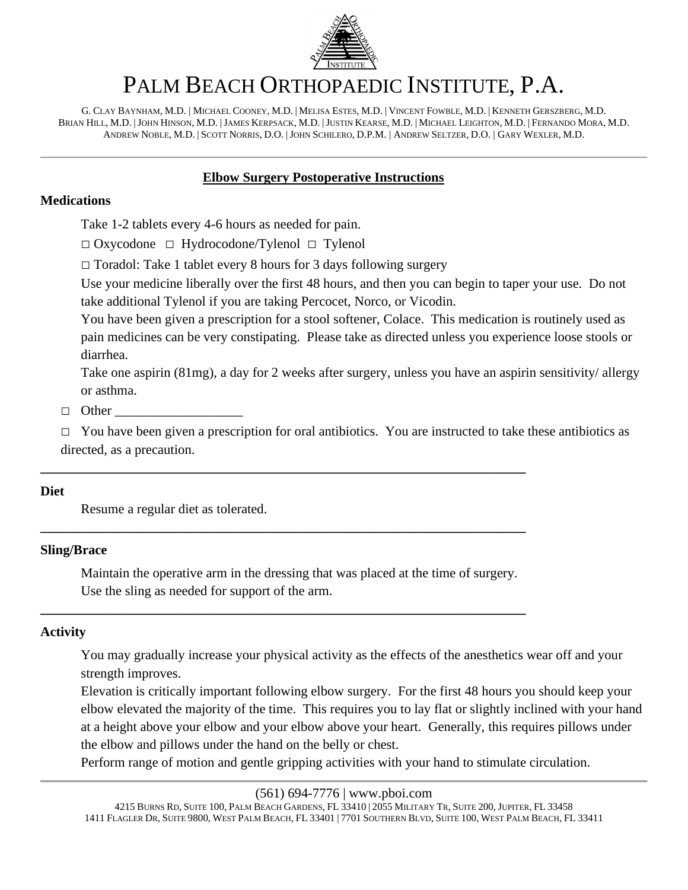# PALM BEACH ORTHOPAEDIC INSTITUTE, P.A.

G. CLAY BAYNHAM, M.D. | MICHAEL COONEY, M.D. | MELISA ESTES, M.D. | VINCENT FOWBLE, M.D. | KENNETH GERSZBERG, M.D.
BRIAN HILL, M.D. | JOHN HINSON, M.D. | JAMES KERPSACK, M.D. | JUSTIN KEARSE, M.D. | MICHAEL LEIGHTON, M.D. | FERNANDO MORA, M.D.
ANDREW NOBLE, M.D. | SCOTT NORRIS, D.O. | JOHN SCHILERO, D.P.M. | ANDREW SELTZER, D.O. | GARY WEXLER, M.D.

---

## Elbow Surgery Postoperative Instructions

### Medications

Take 1-2 tablets every 4-6 hours as needed for pain.

□ Oxycodone □ Hydrocodone/Tylenol □ Tylenol

□ Toradol: Take 1 tablet every 8 hours for 3 days following surgery

Use your medicine liberally over the first 48 hours, and then you can begin to taper your use. Do not take additional Tylenol if you are taking Percocet, Norco, or Vicodin.

You have been given a prescription for a stool softener, Colace. This medication is routinely used as pain medicines can be very constipating. Please take as directed unless you experience loose stools or diarrhea.

Take one aspirin (81mg), a day for 2 weeks after surgery, unless you have an aspirin sensitivity/ allergy or asthma.

□ Other ___________________

□ You have been given a prescription for oral antibiotics. You are instructed to take these antibiotics as directed, as a precaution.

---

### Diet

Resume a regular diet as tolerated.

---

### Sling/Brace

Maintain the operative arm in the dressing that was placed at the time of surgery.
Use the sling as needed for support of the arm.

---

### Activity

You may gradually increase your physical activity as the effects of the anesthetics wear off and your strength improves.

Elevation is critically important following elbow surgery. For the first 48 hours you should keep your elbow elevated the majority of the time. This requires you to lay flat or slightly inclined with your hand at a height above your elbow and your elbow above your heart. Generally, this requires pillows under the elbow and pillows under the hand on the belly or chest.

Perform range of motion and gentle gripping activities with your hand to stimulate circulation.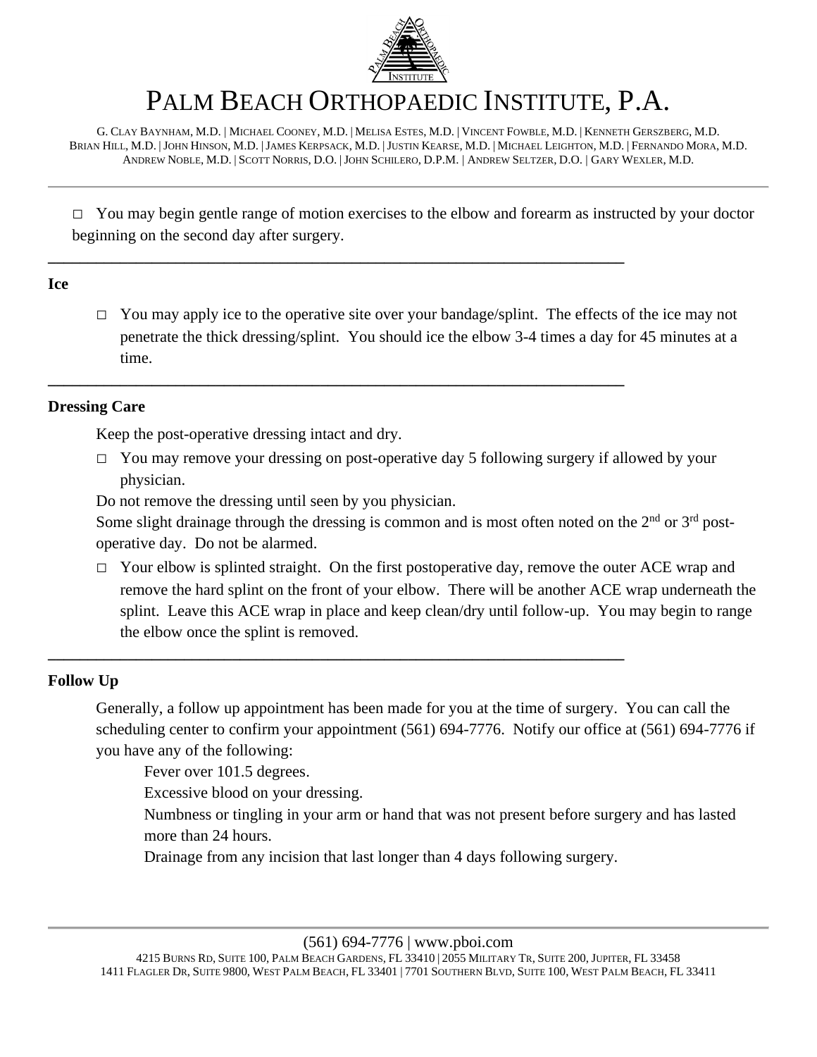# PALM BEACH ORTHOPAEDIC INSTITUTE, P.A.

G. CLAY BAYNHAM, M.D. | MICHAEL COONEY, M.D. | MELISA ESTES, M.D. | VINCENT FOWBLE, M.D. | KENNETH GERSZBERG, M.D.
BRIAN HILL, M.D. | JOHN HINSON, M.D. | JAMES KERPSACK, M.D. | JUSTIN KEARSE, M.D. | MICHAEL LEIGHTON, M.D. | FERNANDO MORA, M.D.
ANDREW NOBLE, M.D. | SCOTT NORRIS, D.O. | JOHN SCHILERO, D.P.M. | ANDREW SELTZER, D.O. | GARY WEXLER, M.D.

---

□ You may begin gentle range of motion exercises to the elbow and forearm as instructed by your doctor beginning on the second day after surgery.

---

**Ice**

- □ You may apply ice to the operative site over your bandage/splint. The effects of the ice may not penetrate the thick dressing/splint. You should ice the elbow 3-4 times a day for 45 minutes at a time.

---

**Dressing Care**

Keep the post-operative dressing intact and dry.

- □ You may remove your dressing on post-operative day 5 following surgery if allowed by your physician.

Do not remove the dressing until seen by you physician.

Some slight drainage through the dressing is common and is most often noted on the 2nd or 3rd post-operative day. Do not be alarmed.

- □ Your elbow is splinted straight. On the first postoperative day, remove the outer ACE wrap and remove the hard splint on the front of your elbow. There will be another ACE wrap underneath the splint. Leave this ACE wrap in place and keep clean/dry until follow-up. You may begin to range the elbow once the splint is removed.

---

**Follow Up**

Generally, a follow up appointment has been made for you at the time of surgery. You can call the scheduling center to confirm your appointment (561) 694-7776. Notify our office at (561) 694-7776 if you have any of the following:

Fever over 101.5 degrees.
Excessive blood on your dressing.
Numbness or tingling in your arm or hand that was not present before surgery and has lasted more than 24 hours.
Drainage from any incision that last longer than 4 days following surgery.

---

(561) 694-7776 | www.pboi.com
4215 BURNS RD, SUITE 100, PALM BEACH GARDENS, FL 33410 | 2055 MILITARY TR, SUITE 200, JUPITER, FL 33458
1411 FLAGLER DR, SUITE 9800, WEST PALM BEACH, FL 33401 | 7701 SOUTHERN BLVD, SUITE 100, WEST PALM BEACH, FL 33411